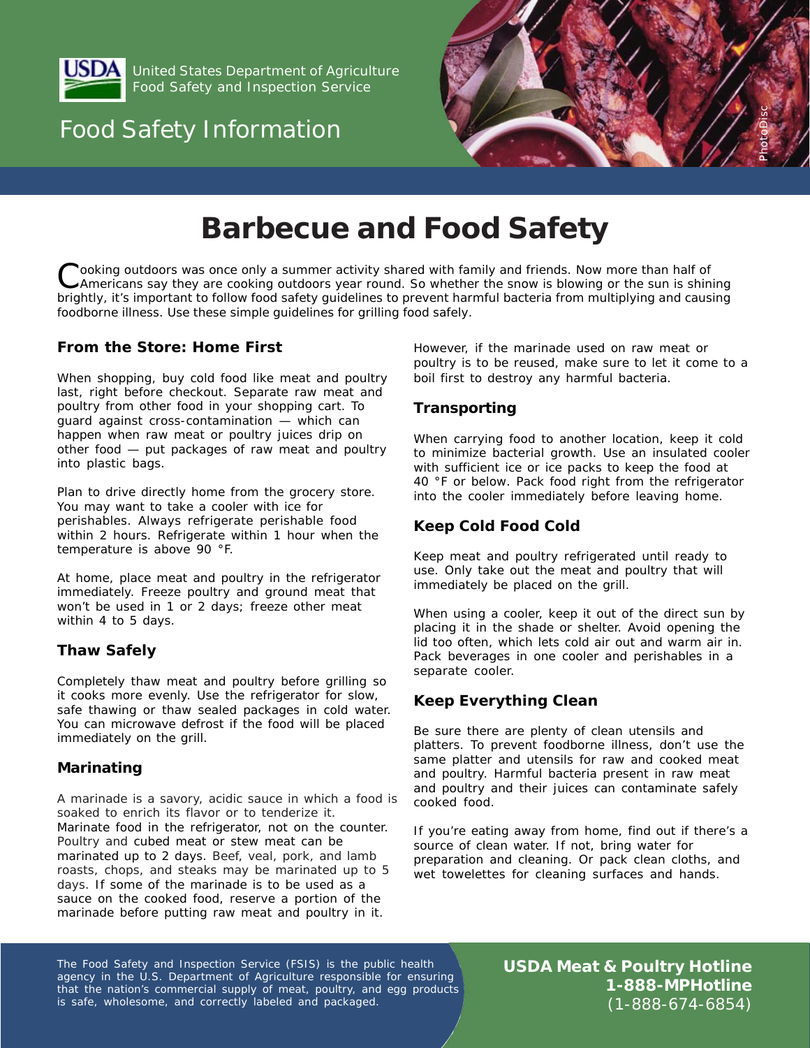United States Department of Agriculture
Food Safety and Inspection Service

Food Safety Information

# Barbecue and Food Safety

Cooking outdoors was once only a summer activity shared with family and friends. Now more than half of Americans say they are cooking outdoors year round. So whether the snow is blowing or the sun is shining brightly, it's important to follow food safety guidelines to prevent harmful bacteria from multiplying and causing foodborne illness. Use these simple guidelines for grilling food safely.

### From the Store: Home First

When shopping, buy cold food like meat and poultry last, right before checkout. Separate raw meat and poultry from other food in your shopping cart. To guard against cross-contamination — which can happen when raw meat or poultry juices drip on other food — put packages of raw meat and poultry into plastic bags.

Plan to drive directly home from the grocery store. You may want to take a cooler with ice for perishables. Always refrigerate perishable food within 2 hours. Refrigerate within 1 hour when the temperature is above 90 °F.

At home, place meat and poultry in the refrigerator immediately. Freeze poultry and ground meat that won't be used in 1 or 2 days; freeze other meat within 4 to 5 days.

### Thaw Safely

Completely thaw meat and poultry before grilling so it cooks more evenly. Use the refrigerator for slow, safe thawing or thaw sealed packages in cold water. You can microwave defrost if the food will be placed immediately on the grill.

### Marinating

A marinade is a savory, acidic sauce in which a food is soaked to enrich its flavor or to tenderize it. Marinate food in the refrigerator, not on the counter. Poultry and cubed meat or stew meat can be marinated up to 2 days. Beef, veal, pork, and lamb roasts, chops, and steaks may be marinated up to 5 days. If some of the marinade is to be used as a sauce on the cooked food, reserve a portion of the marinade before putting raw meat and poultry in it. However, if the marinade used on raw meat or poultry is to be reused, make sure to let it come to a boil first to destroy any harmful bacteria.

### Transporting

When carrying food to another location, keep it cold to minimize bacterial growth. Use an insulated cooler with sufficient ice or ice packs to keep the food at 40 °F or below. Pack food right from the refrigerator into the cooler immediately before leaving home.

### Keep Cold Food Cold

Keep meat and poultry refrigerated until ready to use. Only take out the meat and poultry that will immediately be placed on the grill.

When using a cooler, keep it out of the direct sun by placing it in the shade or shelter. Avoid opening the lid too often, which lets cold air out and warm air in. Pack beverages in one cooler and perishables in a separate cooler.

### Keep Everything Clean

Be sure there are plenty of clean utensils and platters. To prevent foodborne illness, don't use the same platter and utensils for raw and cooked meat and poultry. Harmful bacteria present in raw meat and poultry and their juices can contaminate safely cooked food.

If you're eating away from home, find out if there's a source of clean water. If not, bring water for preparation and cleaning. Or pack clean cloths, and wet towelettes for cleaning surfaces and hands.

The Food Safety and Inspection Service (FSIS) is the public health agency in the U.S. Department of Agriculture responsible for ensuring that the nation's commercial supply of meat, poultry, and egg products is safe, wholesome, and correctly labeled and packaged.

**USDA Meat & Poultry Hotline**
**1-888-MPHotline**
(1-888-674-6854)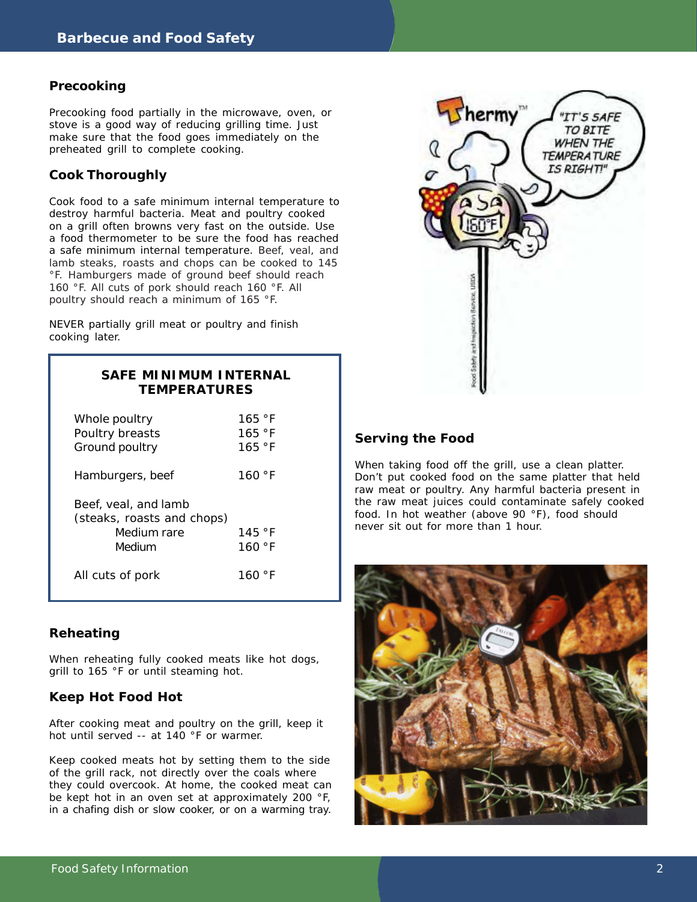## Precooking

Precooking food partially in the microwave, oven, or stove is a good way of reducing grilling time. Just make sure that the food goes immediately on the preheated grill to complete cooking.

## Cook Thoroughly

Cook food to a safe minimum internal temperature to destroy harmful bacteria. Meat and poultry cooked on a grill often browns very fast on the outside. Use a food thermometer to be sure the food has reached a safe minimum internal temperature. Beef, veal, and lamb steaks, roasts and chops can be cooked to 145 °F. Hamburgers made of ground beef should reach 160 °F. All cuts of pork should reach 160 °F. All poultry should reach a minimum of 165 °F.

NEVER partially grill meat or poultry and finish cooking later.

**SAFE MINIMUM INTERNAL TEMPERATURES**

| Food | Temperature |
|---|---|
| Whole poultry | 165 °F |
| Poultry breasts | 165 °F |
| Ground poultry | 165 °F |
| Hamburgers, beef | 160 °F |
| Beef, veal, and lamb (steaks, roasts and chops) | |
| Medium rare | 145 °F |
| Medium | 160 °F |
| All cuts of pork | 160 °F |

## Reheating

When reheating fully cooked meats like hot dogs, grill to 165 °F or until steaming hot.

## Keep Hot Food Hot

After cooking meat and poultry on the grill, keep it hot until served -- at 140 °F or warmer.

Keep cooked meats hot by setting them to the side of the grill rack, not directly over the coals where they could overcook. At home, the cooked meat can be kept hot in an oven set at approximately 200 °F, in a chafing dish or slow cooker, or on a warming tray.

## Serving the Food

When taking food off the grill, use a clean platter. Don't put cooked food on the same platter that held raw meat or poultry. Any harmful bacteria present in the raw meat juices could contaminate safely cooked food. In hot weather (above 90 °F), food should never sit out for more than 1 hour.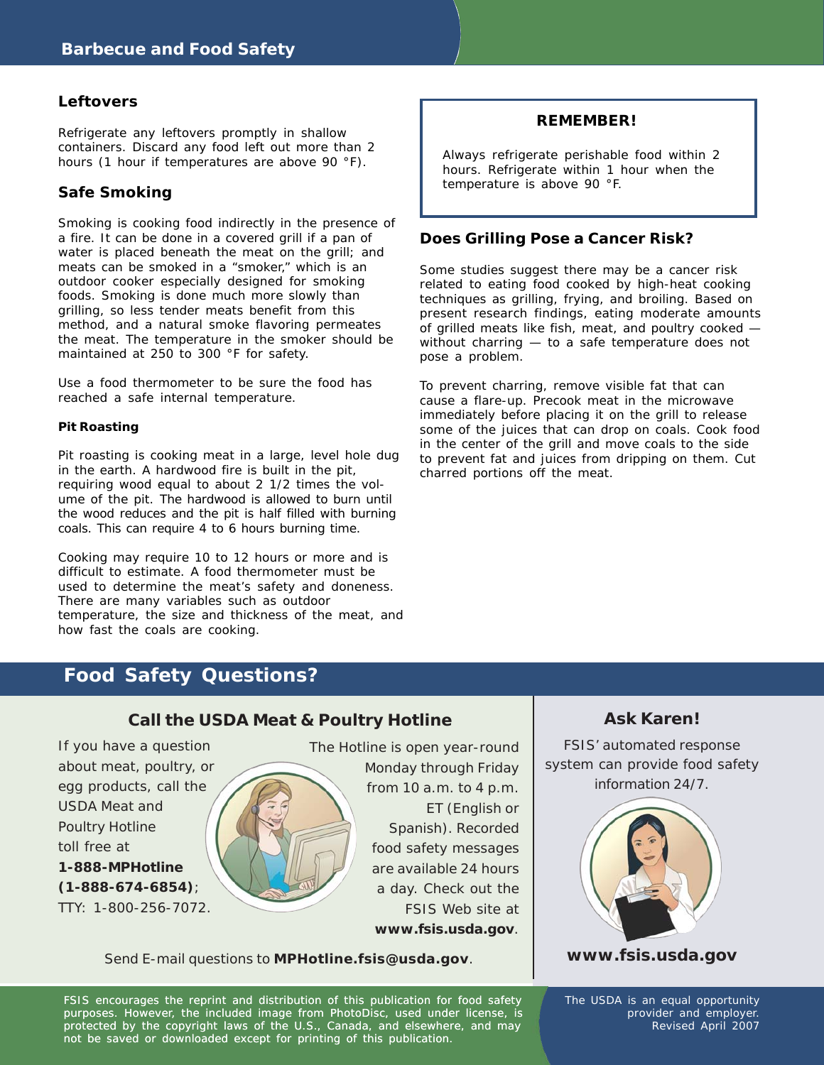## Leftovers

Refrigerate any leftovers promptly in shallow containers. Discard any food left out more than 2 hours (1 hour if temperatures are above 90 °F).

## Safe Smoking

Smoking is cooking food indirectly in the presence of a fire. It can be done in a covered grill if a pan of water is placed beneath the meat on the grill; and meats can be smoked in a "smoker," which is an outdoor cooker especially designed for smoking foods. Smoking is done much more slowly than grilling, so less tender meats benefit from this method, and a natural smoke flavoring permeates the meat. The temperature in the smoker should be maintained at 250 to 300 °F for safety.

Use a food thermometer to be sure the food has reached a safe internal temperature.

### Pit Roasting

Pit roasting is cooking meat in a large, level hole dug in the earth. A hardwood fire is built in the pit, requiring wood equal to about 2 1/2 times the volume of the pit. The hardwood is allowed to burn until the wood reduces and the pit is half filled with burning coals. This can require 4 to 6 hours burning time.

Cooking may require 10 to 12 hours or more and is difficult to estimate. A food thermometer must be used to determine the meat's safety and doneness. There are many variables such as outdoor temperature, the size and thickness of the meat, and how fast the coals are cooking.

**REMEMBER!**

Always refrigerate perishable food within 2 hours. Refrigerate within 1 hour when the temperature is above 90 °F.

## Does Grilling Pose a Cancer Risk?

Some studies suggest there may be a cancer risk related to eating food cooked by high-heat cooking techniques as grilling, frying, and broiling. Based on present research findings, eating moderate amounts of grilled meats like fish, meat, and poultry cooked — without charring — to a safe temperature does not pose a problem.

To prevent charring, remove visible fat that can cause a flare-up. Precook meat in the microwave immediately before placing it on the grill to release some of the juices that can drop on coals. Cook food in the center of the grill and move coals to the side to prevent fat and juices from dripping on them. Cut charred portions off the meat.

## Food Safety Questions?

### Call the USDA Meat & Poultry Hotline

If you have a question about meat, poultry, or egg products, call the USDA Meat and Poultry Hotline toll free at **1-888-MPHotline (1-888-674-6854)**; TTY: 1-800-256-7072.

The Hotline is open year-round Monday through Friday from 10 a.m. to 4 p.m. ET (English or Spanish). Recorded food safety messages are available 24 hours a day. Check out the FSIS Web site at **www.fsis.usda.gov**.

Send E-mail questions to **MPHotline.fsis@usda.gov**.

### Ask Karen!

FSIS' automated response system can provide food safety information 24/7.

**www.fsis.usda.gov**

FSIS encourages the reprint and distribution of this publication for food safety purposes. However, the included image from PhotoDisc, used under license, is protected by the copyright laws of the U.S., Canada, and elsewhere, and may not be saved or downloaded except for printing of this publication.

The USDA is an equal opportunity provider and employer.
Revised April 2007